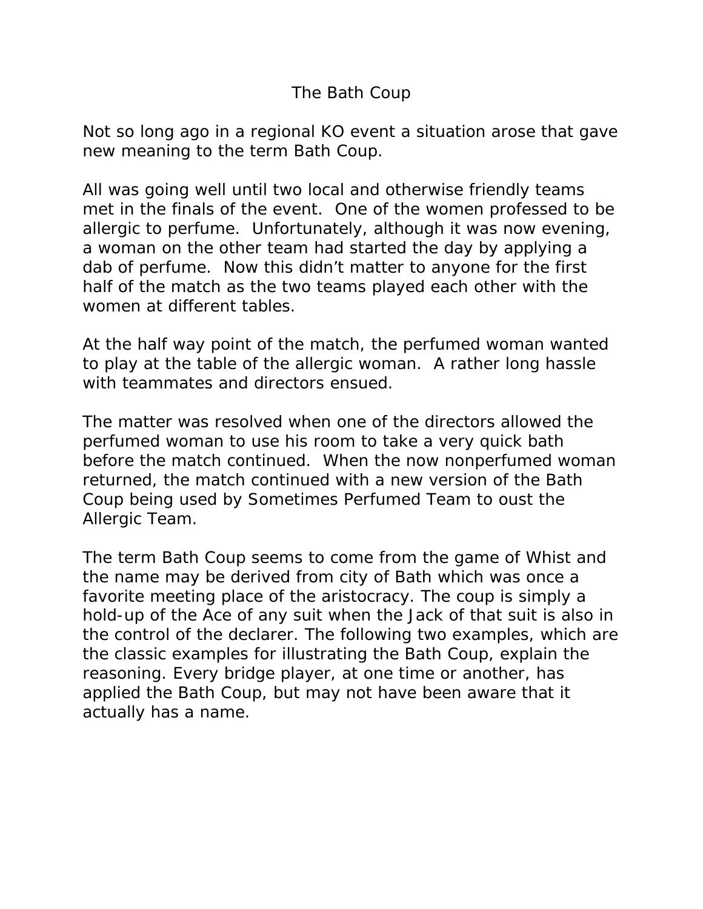# The Bath Coup

Not so long ago in a regional KO event a situation arose that gave new meaning to the term Bath Coup.

All was going well until two local and otherwise friendly teams met in the finals of the event. One of the women professed to be allergic to perfume. Unfortunately, although it was now evening, a woman on the other team had started the day by applying a dab of perfume. Now this didn't matter to anyone for the first half of the match as the two teams played each other with the women at different tables.

At the half way point of the match, the perfumed woman wanted to play at the table of the allergic woman. A rather long hassle with teammates and directors ensued.

The matter was resolved when one of the directors allowed the perfumed woman to use his room to take a very quick bath before the match continued. When the now nonperfumed woman returned, the match continued with a new version of the Bath Coup being used by Sometimes Perfumed Team to oust the Allergic Team.

The term Bath Coup seems to come from the game of Whist and the name may be derived from city of Bath which was once a favorite meeting place of the aristocracy. The coup is simply a hold-up of the Ace of any suit when the Jack of that suit is also in the control of the declarer. The following two examples, which are the classic examples for illustrating the Bath Coup, explain the reasoning. Every bridge player, at one time or another, has applied the Bath Coup, but may not have been aware that it actually has a name.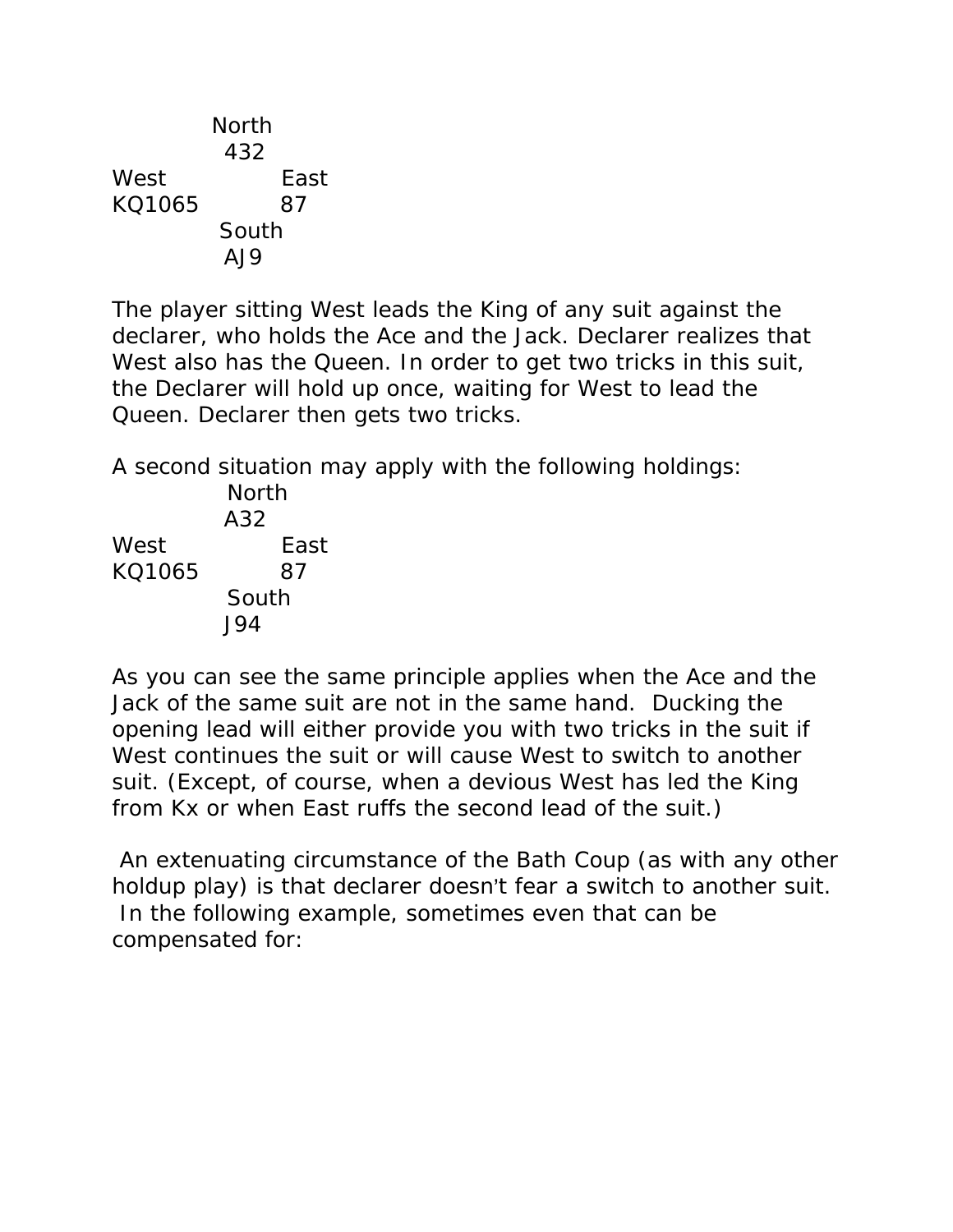```
            North
             432
West              East
KQ1065           87
             South
             AJ9
```

The player sitting West leads the King of any suit against the declarer, who holds the Ace and the Jack. Declarer realizes that West also has the Queen. In order to get two tricks in this suit, the Declarer will hold up once, waiting for West to lead the Queen. Declarer then gets two tricks.

A second situation may apply with the following holdings:

```
             North
             A32
West              East
KQ1065           87
             South
             J94
```

As you can see the same principle applies when the Ace and the Jack of the same suit are not in the same hand. Ducking the opening lead will either provide you with two tricks in the suit if West continues the suit or will cause West to switch to another suit. (Except, of course, when a devious West has led the King from Kx or when East ruffs the second lead of the suit.)

An extenuating circumstance of the Bath Coup (as with any other holdup play) is that declarer doesn't fear a switch to another suit. In the following example, sometimes even that can be compensated for: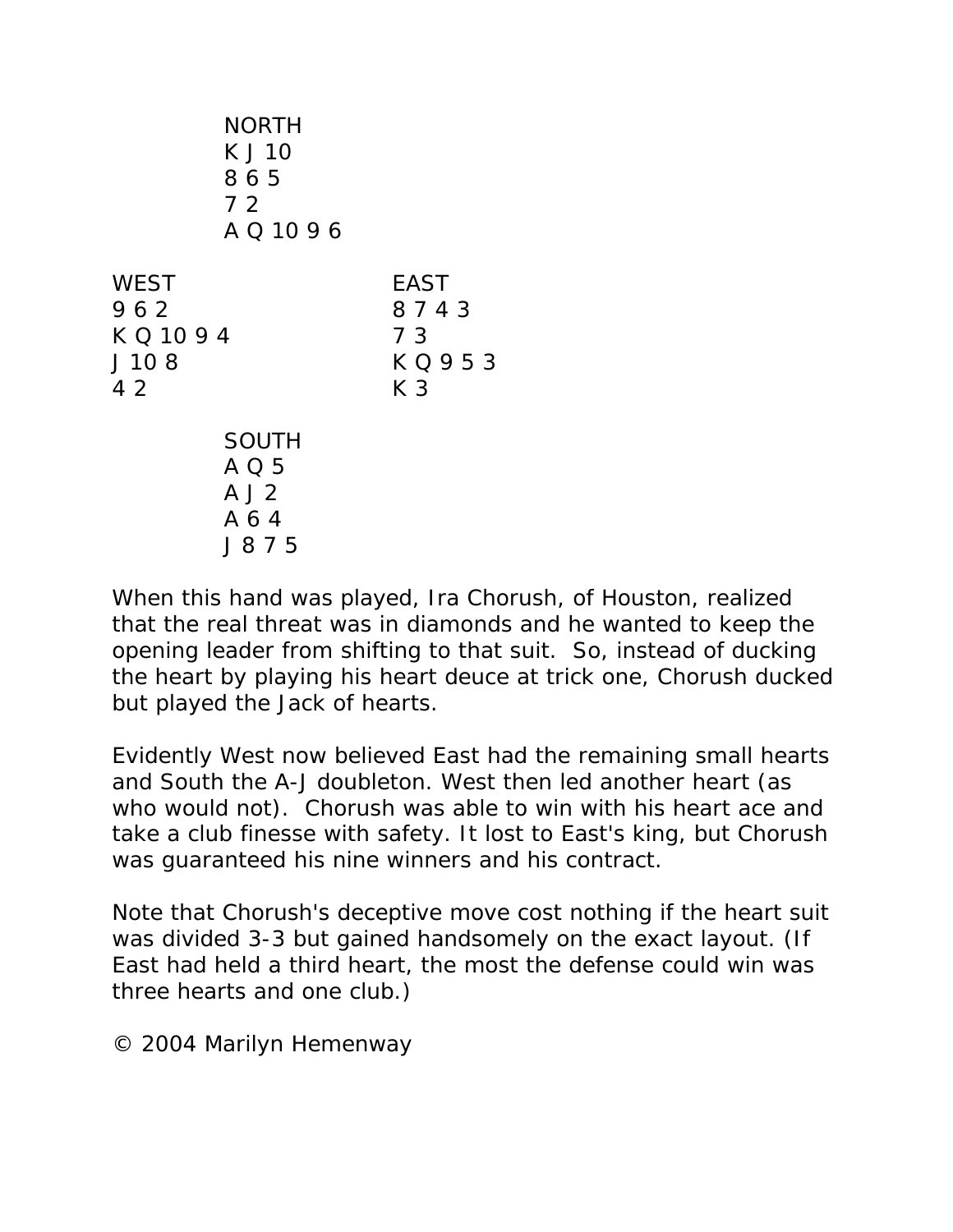```
            NORTH
            K J 10
            8 6 5
            7 2
            A Q 10 9 6

WEST                    EAST
9 6 2                   8 7 4 3
K Q 10 9 4              7 3
J 10 8                  K Q 9 5 3
4 2                     K 3

            SOUTH
            A Q 5
            A J 2
            A 6 4
            J 8 7 5
```

When this hand was played, Ira Chorush, of Houston, realized that the real threat was in diamonds and he wanted to keep the opening leader from shifting to that suit. So, instead of ducking the heart by playing his heart deuce at trick one, Chorush ducked but played the Jack of hearts.

Evidently West now believed East had the remaining small hearts and South the A-J doubleton. West then led another heart (as who would not). Chorush was able to win with his heart ace and take a club finesse with safety. It lost to East's king, but Chorush was guaranteed his nine winners and his contract.

Note that Chorush's deceptive move cost nothing if the heart suit was divided 3-3 but gained handsomely on the exact layout. (If East had held a third heart, the most the defense could win was three hearts and one club.)

© 2004 Marilyn Hemenway